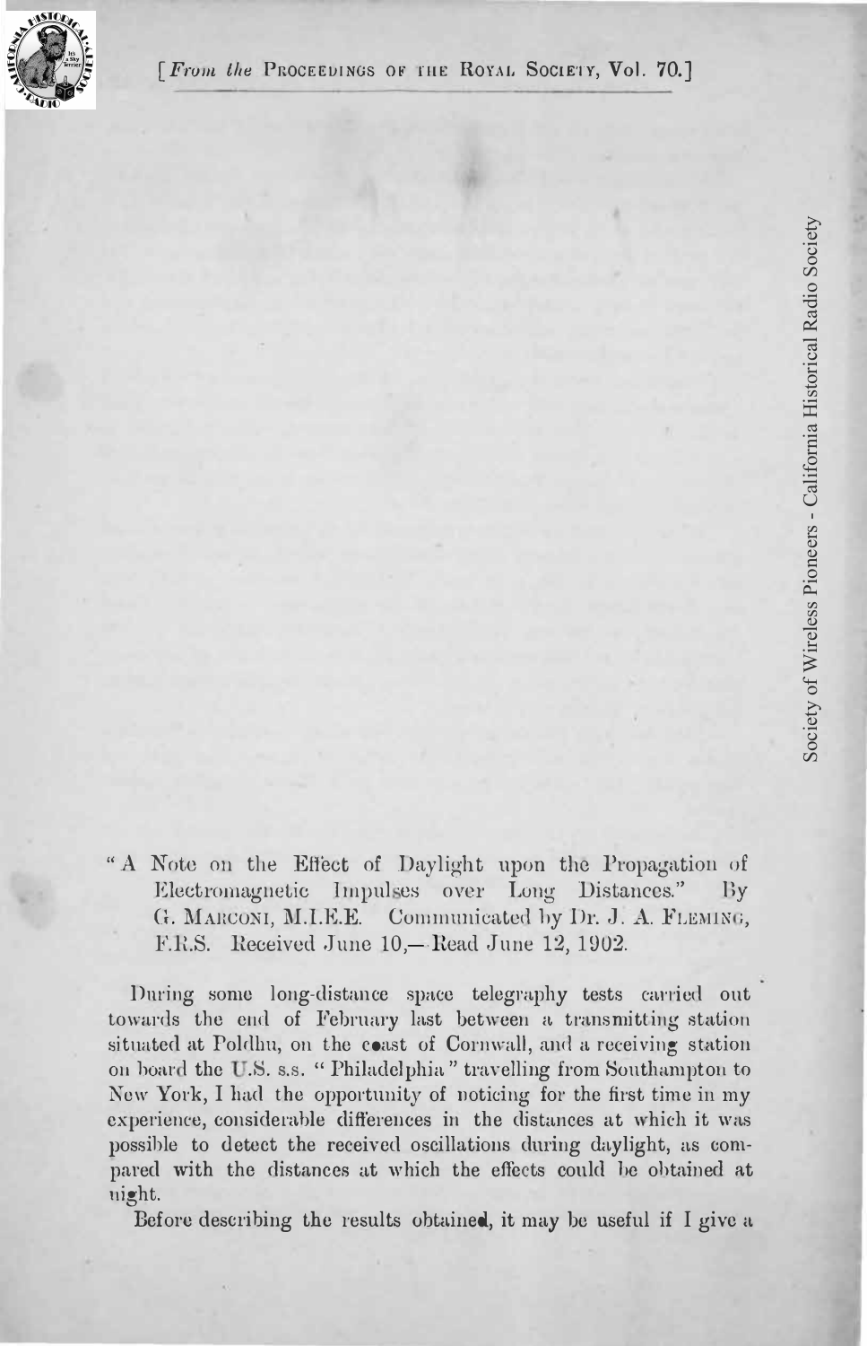[*From the* PROCEEDINGS OF THE ROYAL SOCIETY, Vol. 70.]

"A Note on the Effect of Daylight upon the Propagation of Electromagnetic Impulses over Long Distances." By G. MARCONI, M.I.E.E. Communicated by Dr. J. A. FLEMING, F.R.S. Received June 10,—Read June 12, 1902.

During some long-distance space telegraphy tests carried out towards the end of February last between a transmitting station situated at Poldhu, on the coast of Cornwall, and a receiving station on board the U.S. s.s. "Philadelphia" travelling from Southampton to New York, I had the opportunity of noticing for the first time in my experience, considerable differences in the distances at which it was possible to detect the received oscillations during daylight, as compared with the distances at which the effects could be obtained at night.

Before describing the results obtained, it may be useful if I give a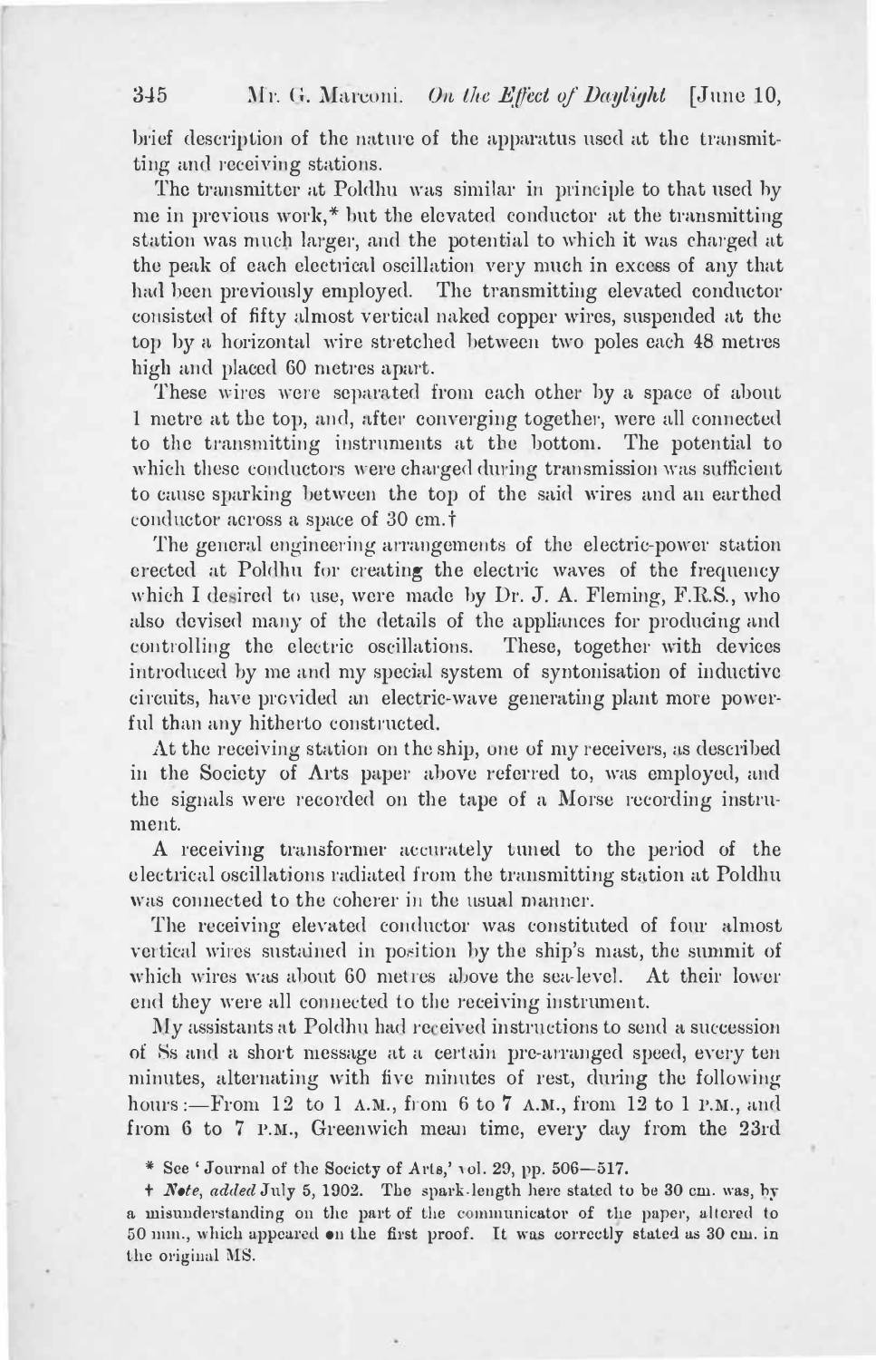brief description of the nature of the apparatus used at the transmitting and receiving stations.

The transmitter at Poldhu was similar in principle to that used by me in previous work,* but the elevated conductor at the transmitting station was much larger, and the potential to which it was charged at the peak of each electrical oscillation very much in excess of any that had been previously employed. The transmitting elevated conductor consisted of fifty almost vertical naked copper wires, suspended at the top by a horizontal wire stretched between two poles each 48 metres high and placed 60 metres apart.

These wires were separated from each other by a space of about 1 metre at the top, and, after converging together, were all connected to the transmitting instruments at the bottom. The potential to which these conductors were charged during transmission was sufficient to cause sparking between the top of the said wires and an earthed conductor across a space of 30 cm.†

The general engineering arrangements of the electric-power station erected at Poldhu for creating the electric waves of the frequency which I desired to use, were made by Dr. J. A. Fleming, F.R.S., who also devised many of the details of the appliances for producing and controlling the electric oscillations. These, together with devices introduced by me and my special system of syntonisation of inductive circuits, have provided an electric-wave generating plant more powerful than any hitherto constructed.

At the receiving station on the ship, one of my receivers, as described in the Society of Arts paper above referred to, was employed, and the signals were recorded on the tape of a Morse recording instrument.

A receiving transformer accurately tuned to the period of the electrical oscillations radiated from the transmitting station at Poldhu was connected to the coherer in the usual manner.

The receiving elevated conductor was constituted of four almost vertical wires sustained in position by the ship's mast, the summit of which wires was about 60 metres above the sea-level. At their lower end they were all connected to the receiving instrument.

My assistants at Poldhu had received instructions to send a succession of Ss and a short message at a certain pre-arranged speed, every ten minutes, alternating with five minutes of rest, during the following hours:—From 12 to 1 A.M., from 6 to 7 A.M., from 12 to 1 P.M., and from 6 to 7 P.M., Greenwich mean time, every day from the 23rd

\* See 'Journal of the Society of Arts,' vol. 29, pp. 506—517.

† *Note, added* July 5, 1902. The spark-length here stated to be 30 cm. was, by a misunderstanding on the part of the communicator of the paper, altered to 50 mm., which appeared on the first proof. It was correctly stated as 30 cm. in the original MS.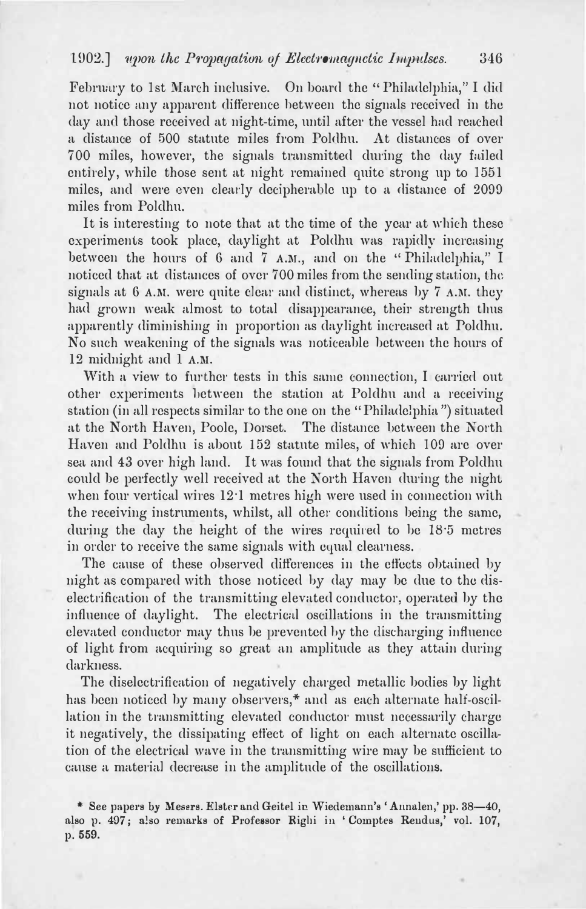February to 1st March inclusive. On board the "Philadelphia," I did not notice any apparent difference between the signals received in the day and those received at night-time, until after the vessel had reached a distance of 500 statute miles from Poldhu. At distances of over 700 miles, however, the signals transmitted during the day failed entirely, while those sent at night remained quite strong up to 1551 miles, and were even clearly decipherable up to a distance of 2099 miles from Poldhu.

It is interesting to note that at the time of the year at which these experiments took place, daylight at Poldhu was rapidly increasing between the hours of 6 and 7 A.M., and on the "Philadelphia," I noticed that at distances of over 700 miles from the sending station, the signals at 6 A.M. were quite clear and distinct, whereas by 7 A.M. they had grown weak almost to total disappearance, their strength thus apparently diminishing in proportion as daylight increased at Poldhu. No such weakening of the signals was noticeable between the hours of 12 midnight and 1 A.M.

With a view to further tests in this same connection, I carried out other experiments between the station at Poldhu and a receiving station (in all respects similar to the one on the "Philadelphia") situated at the North Haven, Poole, Dorset. The distance between the North Haven and Poldhu is about 152 statute miles, of which 109 are over sea and 43 over high land. It was found that the signals from Poldhu could be perfectly well received at the North Haven during the night when four vertical wires 12·1 metres high were used in connection with the receiving instruments, whilst, all other conditions being the same, during the day the height of the wires required to be 18·5 metres in order to receive the same signals with equal clearness.

The cause of these observed differences in the effects obtained by night as compared with those noticed by day may be due to the dis-electrification of the transmitting elevated conductor, operated by the influence of daylight. The electrical oscillations in the transmitting elevated conductor may thus be prevented by the discharging influence of light from acquiring so great an amplitude as they attain during darkness.

The diselectrification of negatively charged metallic bodies by light has been noticed by many observers,* and as each alternate half-oscillation in the transmitting elevated conductor must necessarily charge it negatively, the dissipating effect of light on each alternate oscillation of the electrical wave in the transmitting wire may be sufficient to cause a material decrease in the amplitude of the oscillations.

* See papers by Messrs. Elster and Geitel in Wiedemann's 'Annalen,' pp. 38—40, also p. 497; also remarks of Professor Righi in 'Comptes Rendus,' vol. 107, p. 559.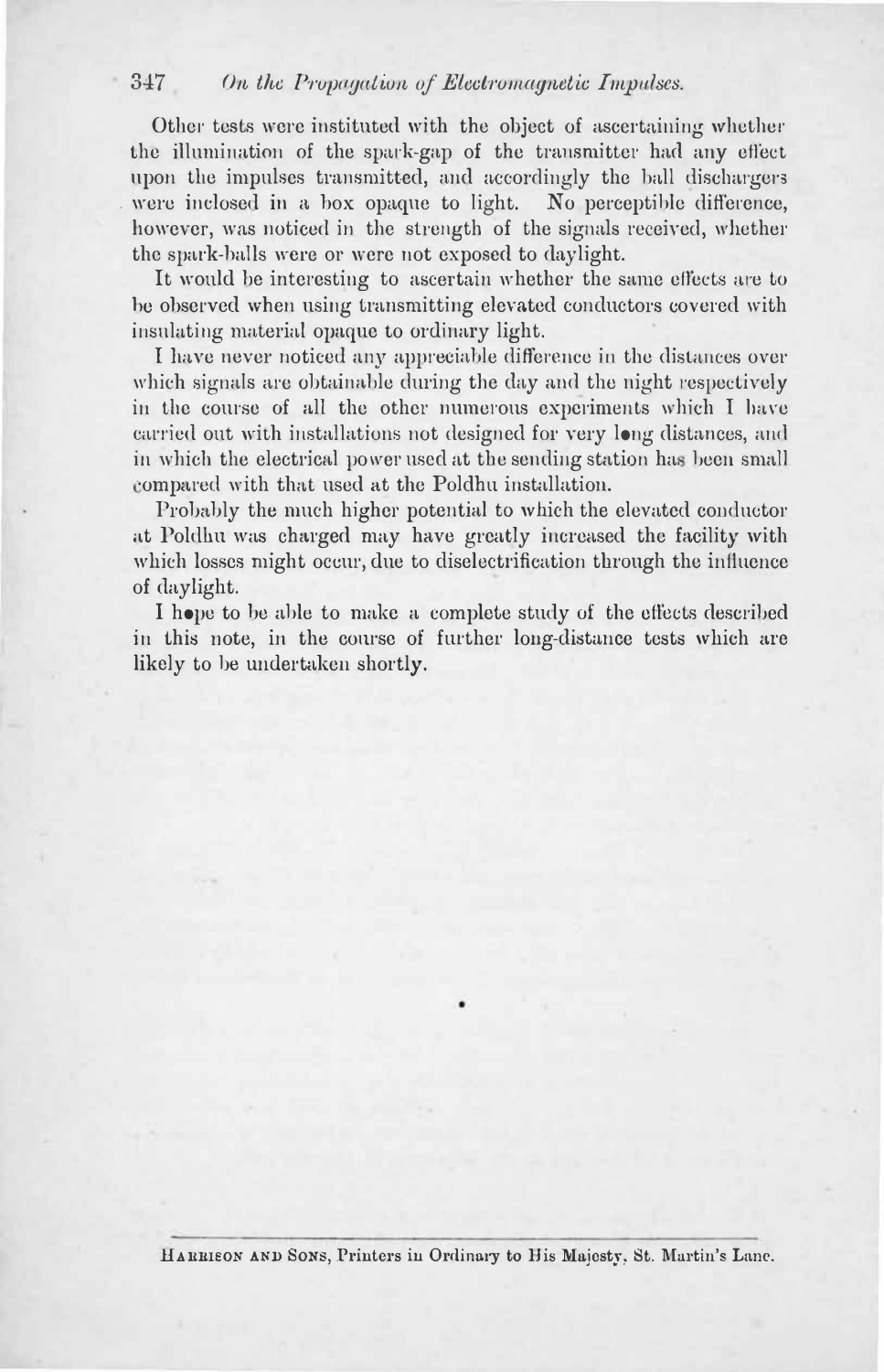Other tests were instituted with the object of ascertaining whether the illumination of the spark-gap of the transmitter had any effect upon the impulses transmitted, and accordingly the ball dischargers were inclosed in a box opaque to light. No perceptible difference, however, was noticed in the strength of the signals received, whether the spark-balls were or were not exposed to daylight.

It would be interesting to ascertain whether the same effects are to be observed when using transmitting elevated conductors covered with insulating material opaque to ordinary light.

I have never noticed any appreciable difference in the distances over which signals are obtainable during the day and the night respectively in the course of all the other numerous experiments which I have carried out with installations not designed for very long distances, and in which the electrical power used at the sending station has been small compared with that used at the Poldhu installation.

Probably the much higher potential to which the elevated conductor at Poldhu was charged may have greatly increased the facility with which losses might occur, due to diselectrification through the influence of daylight.

I hope to be able to make a complete study of the effects described in this note, in the course of further long-distance tests which are likely to be undertaken shortly.

Harrison and Sons, Printers in Ordinary to His Majesty, St. Martin's Lane.